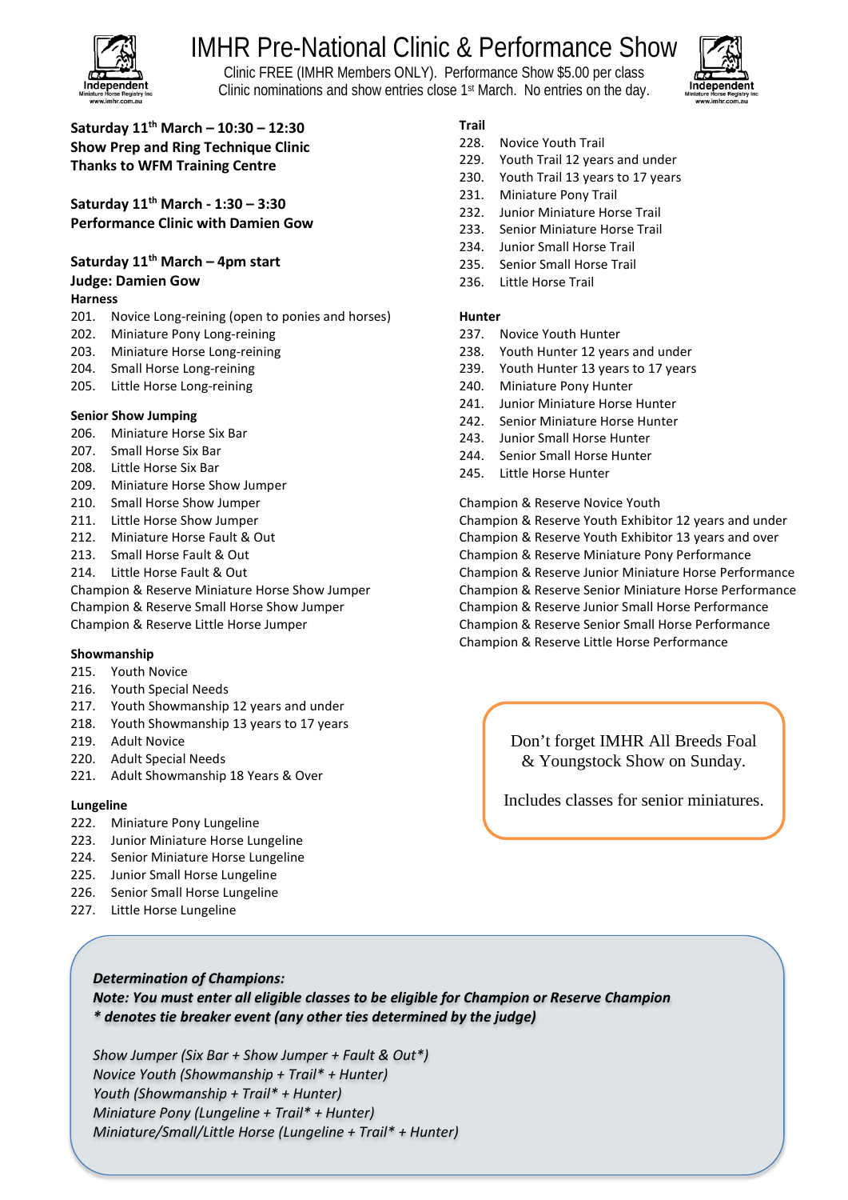# IMHR Pre-National Clinic & Performance Show

Clinic FREE (IMHR Members ONLY). Performance Show $5.00 per class
Clinic nominations and show entries close 1st March. No entries on the day.

**Saturday 11th March – 10:30 – 12:30**
**Show Prep and Ring Technique Clinic**
**Thanks to WFM Training Centre**

**Saturday 11th March - 1:30 – 3:30**
**Performance Clinic with Damien Gow**

**Saturday 11th March – 4pm start**
**Judge: Damien Gow**

**Harness**

201. Novice Long-reining (open to ponies and horses)
202. Miniature Pony Long-reining
203. Miniature Horse Long-reining
204. Small Horse Long-reining
205. Little Horse Long-reining

**Senior Show Jumping**

206. Miniature Horse Six Bar
207. Small Horse Six Bar
208. Little Horse Six Bar
209. Miniature Horse Show Jumper
210. Small Horse Show Jumper
211. Little Horse Show Jumper
212. Miniature Horse Fault & Out
213. Small Horse Fault & Out
214. Little Horse Fault & Out

Champion & Reserve Miniature Horse Show Jumper
Champion & Reserve Small Horse Show Jumper
Champion & Reserve Little Horse Jumper

**Showmanship**

215. Youth Novice
216. Youth Special Needs
217. Youth Showmanship 12 years and under
218. Youth Showmanship 13 years to 17 years
219. Adult Novice
220. Adult Special Needs
221. Adult Showmanship 18 Years & Over

**Lungeline**

222. Miniature Pony Lungeline
223. Junior Miniature Horse Lungeline
224. Senior Miniature Horse Lungeline
225. Junior Small Horse Lungeline
226. Senior Small Horse Lungeline
227. Little Horse Lungeline

**Trail**

228. Novice Youth Trail
229. Youth Trail 12 years and under
230. Youth Trail 13 years to 17 years
231. Miniature Pony Trail
232. Junior Miniature Horse Trail
233. Senior Miniature Horse Trail
234. Junior Small Horse Trail
235. Senior Small Horse Trail
236. Little Horse Trail

**Hunter**

237. Novice Youth Hunter
238. Youth Hunter 12 years and under
239. Youth Hunter 13 years to 17 years
240. Miniature Pony Hunter
241. Junior Miniature Horse Hunter
242. Senior Miniature Horse Hunter
243. Junior Small Horse Hunter
244. Senior Small Horse Hunter
245. Little Horse Hunter

Champion & Reserve Novice Youth
Champion & Reserve Youth Exhibitor 12 years and under
Champion & Reserve Youth Exhibitor 13 years and over
Champion & Reserve Miniature Pony Performance
Champion & Reserve Junior Miniature Horse Performance
Champion & Reserve Senior Miniature Horse Performance
Champion & Reserve Junior Small Horse Performance
Champion & Reserve Senior Small Horse Performance
Champion & Reserve Little Horse Performance

Don't forget IMHR All Breeds Foal & Youngstock Show on Sunday.

Includes classes for senior miniatures.

***Determination of Champions:***
***Note: You must enter all eligible classes to be eligible for Champion or Reserve Champion***
***\* denotes tie breaker event (any other ties determined by the judge)***

*Show Jumper (Six Bar + Show Jumper + Fault & Out*)*
*Novice Youth (Showmanship + Trail* + Hunter)*
*Youth (Showmanship + Trail* + Hunter)*
*Miniature Pony (Lungeline + Trail* + Hunter)*
*Miniature/Small/Little Horse (Lungeline + Trail* + Hunter)*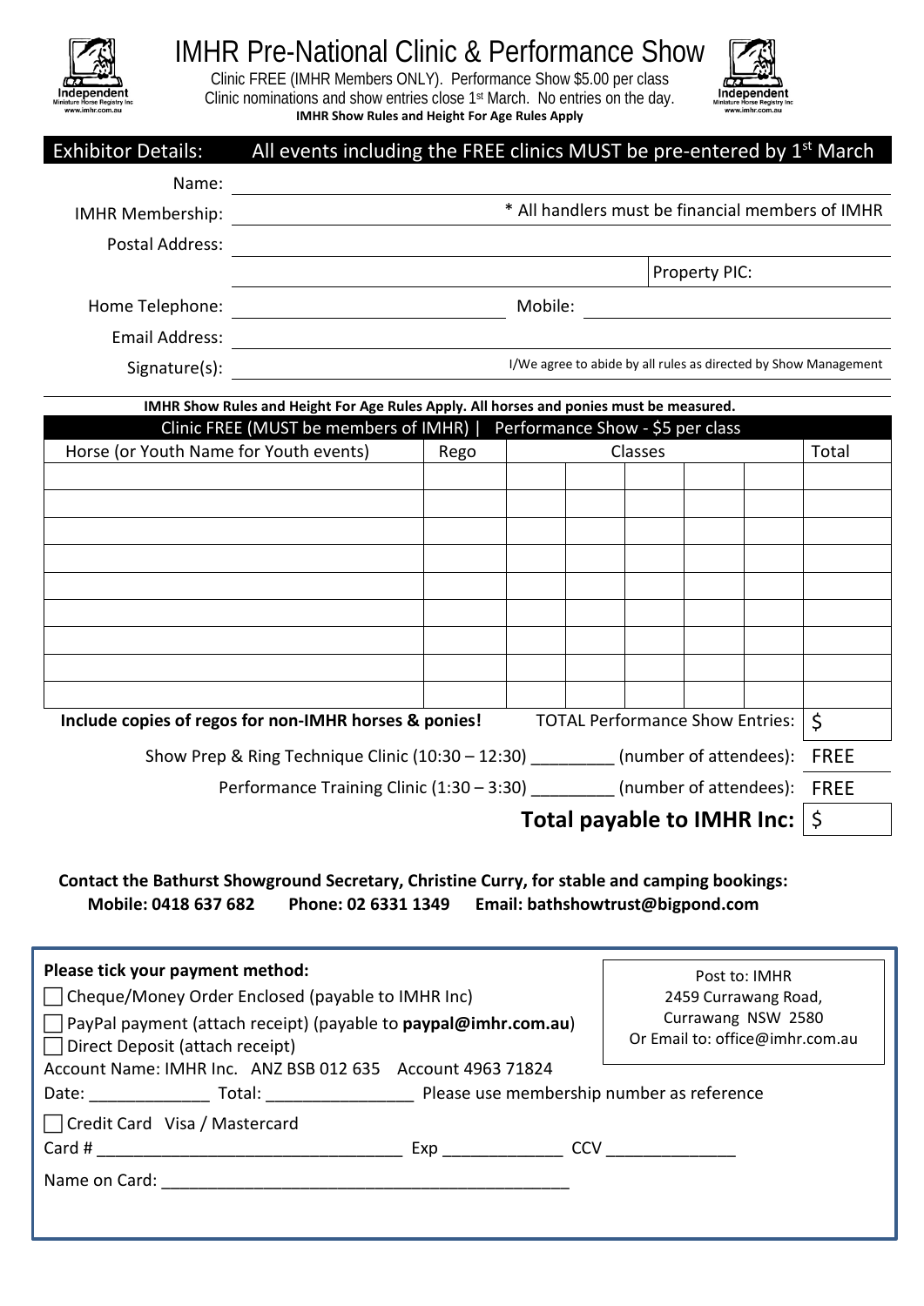# IMHR Pre-National Clinic & Performance Show

Clinic FREE (IMHR Members ONLY). Performance Show $5.00 per class
Clinic nominations and show entries close 1st March. No entries on the day.
**IMHR Show Rules and Height For Age Rules Apply**

## Exhibitor Details: All events including the FREE clinics MUST be pre-entered by 1st March

Name: ____________________

IMHR Membership: ____________________ * All handlers must be financial members of IMHR

Postal Address: ____________________

____________________ Property PIC: ____________________

Home Telephone: ____________________ Mobile: ____________________

Email Address: ____________________

Signature(s): ____________________ I/We agree to abide by all rules as directed by Show Management

**IMHR Show Rules and Height For Age Rules Apply. All horses and ponies must be measured.**

**Clinic FREE (MUST be members of IMHR) | Performance Show - $5 per class**

| Horse (or Youth Name for Youth events) | Rego | Classes | | | | | Total |
|---|---|---|---|---|---|---|---|
| | | | | | | | |
| | | | | | | | |
| | | | | | | | |
| | | | | | | | |
| | | | | | | | |
| | | | | | | | |
| | | | | | | | |
| | | | | | | | |
| | | | | | | | |

**Include copies of regos for non-IMHR horses & ponies!** TOTAL Performance Show Entries: $

Show Prep & Ring Technique Clinic (10:30 – 12:30) ________ (number of attendees): FREE

Performance Training Clinic (1:30 – 3:30) ________ (number of attendees): FREE

**Total payable to IMHR Inc:** $

**Contact the Bathurst Showground Secretary, Christine Curry, for stable and camping bookings:**
**Mobile: 0418 637 682 Phone: 02 6331 1349 Email: bathshowtrust@bigpond.com**

**Please tick your payment method:**

☐ Cheque/Money Order Enclosed (payable to IMHR Inc)

☐ PayPal payment (attach receipt) (payable to **paypal@imhr.com.au**)

☐ Direct Deposit (attach receipt)

Account Name: IMHR Inc. ANZ BSB 012 635 Account 4963 71824

Date: ____________ Total: ______________ Please use membership number as reference

☐ Credit Card Visa / Mastercard

Card # ______________________________ Exp ____________ CCV ____________

Name on Card: ________________________________________

Post to: IMHR
2459 Currawang Road,
Currawang NSW 2580
Or Email to: office@imhr.com.au